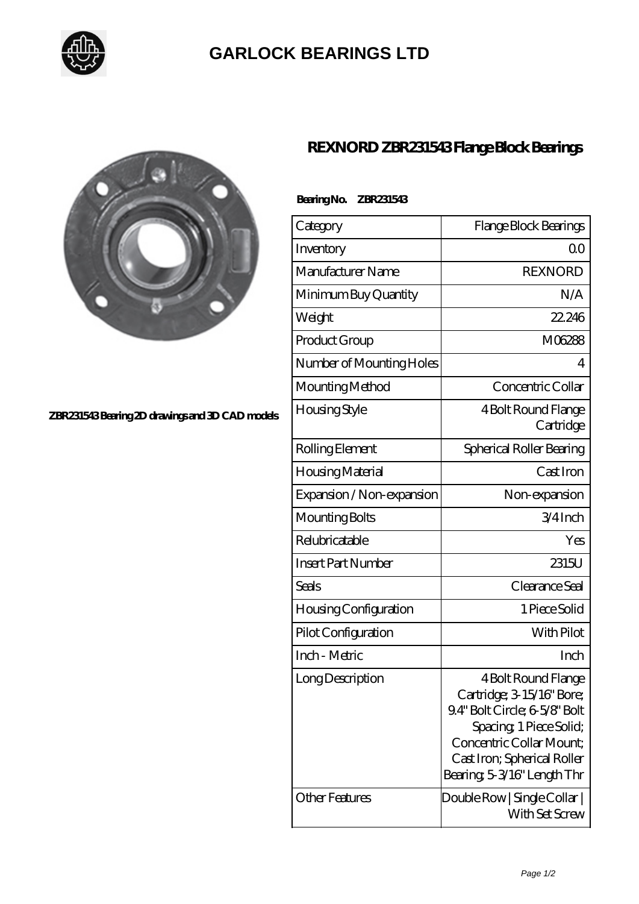# GARLOCK BEARINGS LTD

ZBR231543 Bearing 2D drawings and 3D CAD models

## REXNORD ZBR231543 Flange Block Bearings

**Bearing No. ZBR231543**

| Category | Flange Block Bearings |
|---|---|
| Inventory | 0.0 |
| Manufacturer Name | REXNORD |
| Minimum Buy Quantity | N/A |
| Weight | 22.246 |
| Product Group | M06288 |
| Number of Mounting Holes | 4 |
| Mounting Method | Concentric Collar |
| Housing Style | 4 Bolt Round Flange Cartridge |
| Rolling Element | Spherical Roller Bearing |
| Housing Material | Cast Iron |
| Expansion / Non-expansion | Non-expansion |
| Mounting Bolts | 3/4 Inch |
| Relubricatable | Yes |
| Insert Part Number | 2315U |
| Seals | Clearance Seal |
| Housing Configuration | 1 Piece Solid |
| Pilot Configuration | With Pilot |
| Inch - Metric | Inch |
| Long Description | 4 Bolt Round Flange Cartridge; 3-15/16" Bore; 9.4" Bolt Circle; 6-5/8" Bolt Spacing; 1 Piece Solid; Concentric Collar Mount; Cast Iron; Spherical Roller Bearing; 5-3/16" Length Thr |
| Other Features | Double Row \| Single Collar \| With Set Screw |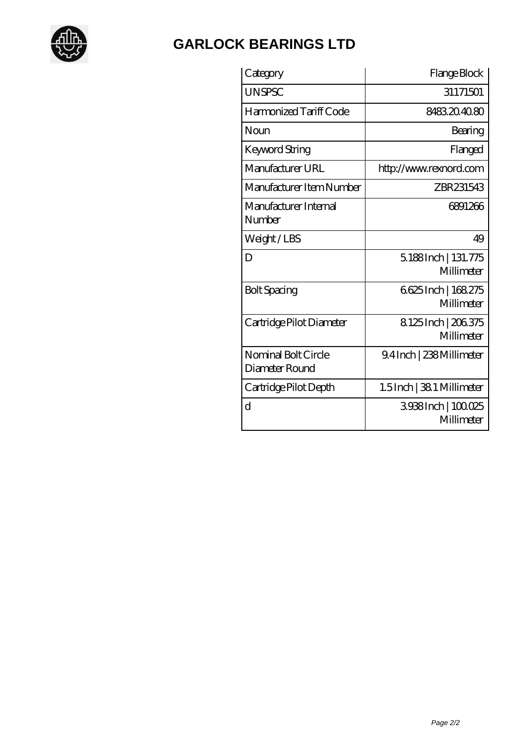# GARLOCK BEARINGS LTD

| | |
|---|---|
| Category | Flange Block |
| UNSPSC | 31171501 |
| Harmonized Tariff Code | 8483.20.40.80 |
| Noun | Bearing |
| Keyword String | Flanged |
| Manufacturer URL | http://www.rexnord.com |
| Manufacturer Item Number | ZBR231543 |
| Manufacturer Internal Number | 6891266 |
| Weight / LBS | 49 |
| D | 5.188 Inch \| 131.775 Millimeter |
| Bolt Spacing | 6.625 Inch \| 168.275 Millimeter |
| Cartridge Pilot Diameter | 8.125 Inch \| 206.375 Millimeter |
| Nominal Bolt Circle Diameter Round | 9.4 Inch \| 238 Millimeter |
| Cartridge Pilot Depth | 1.5 Inch \| 38.1 Millimeter |
| d | 3.938 Inch \| 100.025 Millimeter |